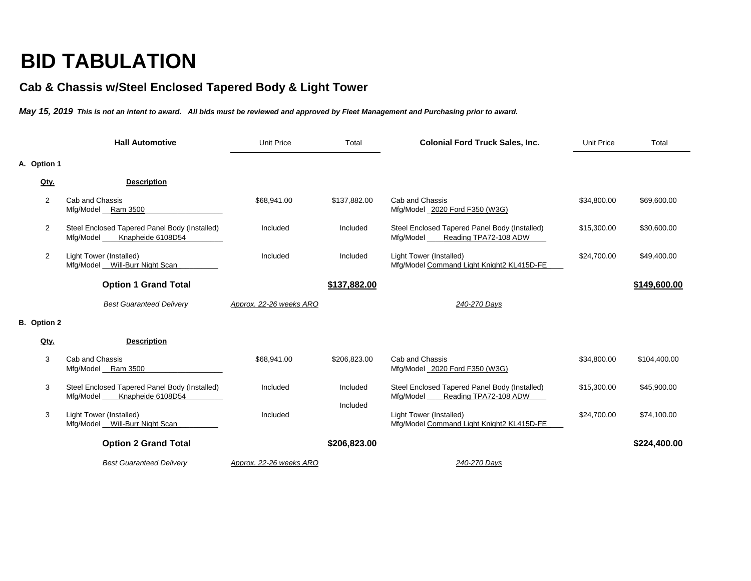# BID TABULATION

## Cab & Chassis w/Steel Enclosed Tapered Body & Light Tower

***May 15, 2019*** ***This is not an intent to award. All bids must be reviewed and approved by Fleet Management and Purchasing prior to award.***

| | | **Hall Automotive** | Unit Price | Total | **Colonial Ford Truck Sales, Inc.** | Unit Price | Total |
|---|---|---|---|---|---|---|---|
| **A. Option 1** | | | | | | | |
| | **Qty.** | **Description** | | | | | |
| | 2 | Cab and Chassis<br>Mfg/Model Ram 3500 | $68,941.00 | $137,882.00 | Cab and Chassis<br>Mfg/Model 2020 Ford F350 (W3G) | $34,800.00 | $69,600.00 |
| | 2 | Steel Enclosed Tapered Panel Body (Installed)<br>Mfg/Model Knapheide 6108D54 | Included | Included | Steel Enclosed Tapered Panel Body (Installed)<br>Mfg/Model Reading TPA72-108 ADW | $15,300.00 | $30,600.00 |
| | 2 | Light Tower (Installed)<br>Mfg/Model Will-Burr Night Scan | Included | Included | Light Tower (Installed)<br>Mfg/Model Command Light Knight2 KL415D-FE | $24,700.00 | $49,400.00 |
| | | **Option 1 Grand Total** | | **$137,882.00** | | | **$149,600.00** |
| | | *Best Guaranteed Delivery* | *Approx. 22-26 weeks ARO* | | *240-270 Days* | | |
| **B. Option 2** | | | | | | | |
| | **Qty.** | **Description** | | | | | |
| | 3 | Cab and Chassis<br>Mfg/Model Ram 3500 | $68,941.00 | $206,823.00 | Cab and Chassis<br>Mfg/Model 2020 Ford F350 (W3G) | $34,800.00 | $104,400.00 |
| | 3 | Steel Enclosed Tapered Panel Body (Installed)<br>Mfg/Model Knapheide 6108D54 | Included | Included | Steel Enclosed Tapered Panel Body (Installed)<br>Mfg/Model Reading TPA72-108 ADW | $15,300.00 | $45,900.00 |
| | 3 | Light Tower (Installed)<br>Mfg/Model Will-Burr Night Scan | Included | Included | Light Tower (Installed)<br>Mfg/Model Command Light Knight2 KL415D-FE | $24,700.00 | $74,100.00 |
| | | **Option 2 Grand Total** | | **$206,823.00** | | | **$224,400.00** |
| | | *Best Guaranteed Delivery* | *Approx. 22-26 weeks ARO* | | *240-270 Days* | | |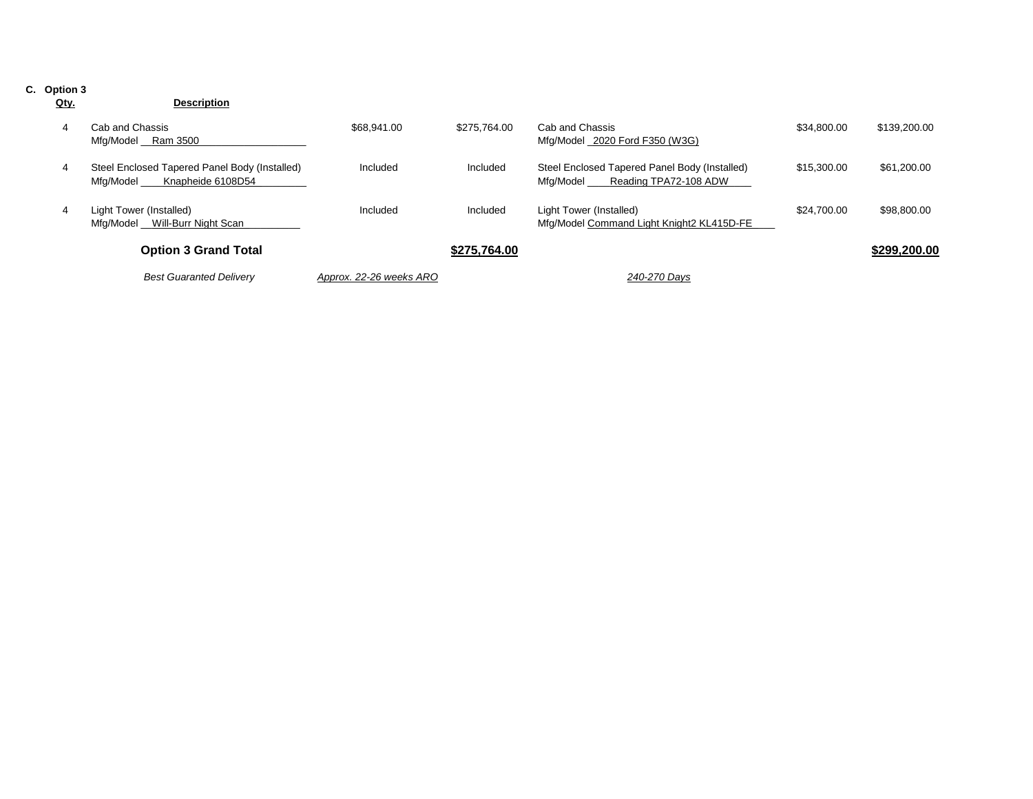**C. Option 3**

| Qty. | Description | | | Description | | |
| --- | --- | --- | --- | --- | --- | --- |
| 4 | Cab and Chassis<br>Mfg/Model Ram 3500 | $68,941.00 | $275,764.00 | Cab and Chassis<br>Mfg/Model 2020 Ford F350 (W3G) | $34,800.00 | $139,200.00 |
| 4 | Steel Enclosed Tapered Panel Body (Installed)<br>Mfg/Model Knapheide 6108D54 | Included | Included | Steel Enclosed Tapered Panel Body (Installed)<br>Mfg/Model Reading TPA72-108 ADW | $15,300.00 | $61,200.00 |
| 4 | Light Tower (Installed)<br>Mfg/Model Will-Burr Night Scan | Included | Included | Light Tower (Installed)<br>Mfg/Model Command Light Knight2 KL415D-FE | $24,700.00 | $98,800.00 |
| | **Option 3 Grand Total** | | **$275,764.00** | | | **$299,200.00** |
| | *Best Guaranted Delivery* | *Approx. 22-26 weeks ARO* | | *240-270 Days* | | |